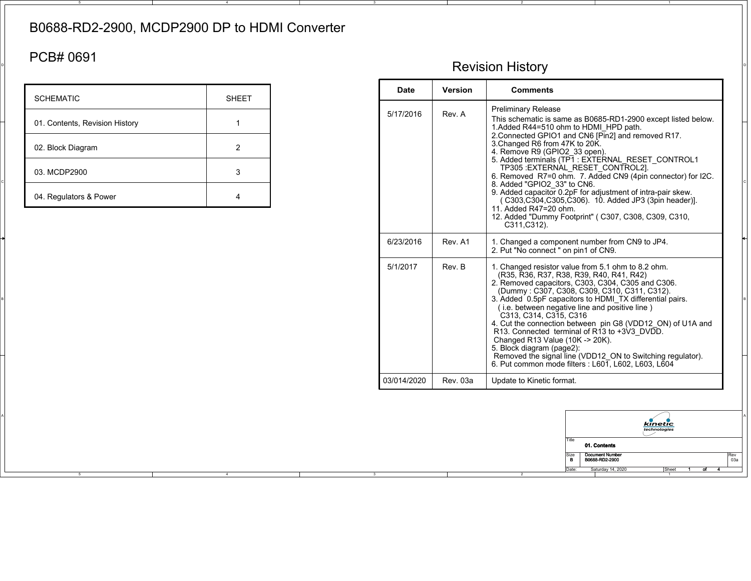# B0688-RD2-2900, MCDP2900 DP to HDMI Converter

## PCB# 0691

| SCHEMATIC | SHEET |
|---|---|
| 01. Contents, Revision History | 1 |
| 02. Block Diagram | 2 |
| 03. MCDP2900 | 3 |
| 04. Regulators & Power | 4 |

## Revision History

| Date | Version | Comments |
|---|---|---|
| 5/17/2016 | Rev. A | Preliminary Release<br>This schematic is same as B0685-RD1-2900 except listed below.<br>1.Added R44=510 ohm to HDMI_HPD path.<br>2.Connected GPIO1 and CN6 [Pin2] and removed R17.<br>3.Changed R6 from 47K to 20K.<br>4. Remove R9 (GPIO2_33 open).<br>5. Added terminals (TP1 : EXTERNAL_RESET_CONTROL1 TP305 :EXTERNAL_RESET_CONTROL2].<br>6. Removed R7=0 ohm. 7. Added CN9 (4pin connector) for I2C.<br>8. Added "GPIO2_33" to CN6.<br>9. Added capacitor 0.2pF for adjustment of intra-pair skew. ( C303,C304,C305,C306). 10. Added JP3 (3pin header)].<br>11. Added R47=20 ohm.<br>12. Added "Dummy Footprint" ( C307, C308, C309, C310, C311,C312). |
| 6/23/2016 | Rev. A1 | 1. Changed a component number from CN9 to JP4.<br>2. Put "No connect " on pin1 of CN9. |
| 5/1/2017 | Rev. B | 1. Changed resistor value from 5.1 ohm to 8.2 ohm. (R35, R36, R37, R38, R39, R40, R41, R42)<br>2. Removed capacitors, C303, C304, C305 and C306. (Dummy : C307, C308, C309, C310, C311, C312).<br>3. Added 0.5pF capacitors to HDMI_TX differential pairs. ( i.e. between negative line and positive line ) C313, C314, C315, C316<br>4. Cut the connection between pin G8 (VDD12_ON) of U1A and R13. Connected terminal of R13 to +3V3_DVDD. Changed R13 Value (10K -> 20K).<br>5. Block diagram (page2): Removed the signal line (VDD12_ON to Switching regulator).<br>6. Put common mode filters : L601, L602, L603, L604 |
| 03/014/2020 | Rev. 03a | Update to Kinetic format. |

kinetic technologies

| | | |
|---|---|---|
| Title | 01. Contents | |
| Size: B | Document Number: B0688-RD2-2900 | Rev: 03a |
| Date: Saturday 14, 2020 | Sheet 1 of 4 | |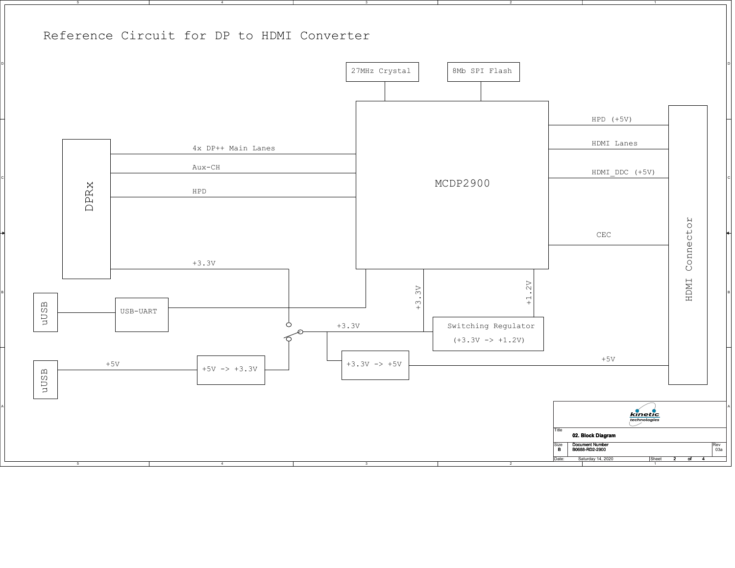# Reference Circuit for DP to HDMI Converter

27MHz Crystal

8Mb SPI Flash

MCDP2900

DPRx

4x DP++ Main Lanes

Aux-CH

HPD

+3.3V

HPD (+5V)

HDMI Lanes

HDMI_DDC (+5V)

CEC

HDMI Connector

uUSB

USB-UART

uUSB

+5V

+5V -> +3.3V

+3.3V

+3.3V

+1.2V

Switching Regulator

(+3.3V -> +1.2V)

+3.3V -> +5V

+5V

| | |
|---|---|
| Title | 02. Block Diagram |
| Size B | Document Number B0688-RD2-2900 — Rev 03a |
| Date: Saturday 14, 2020 | Sheet 2 of 4 |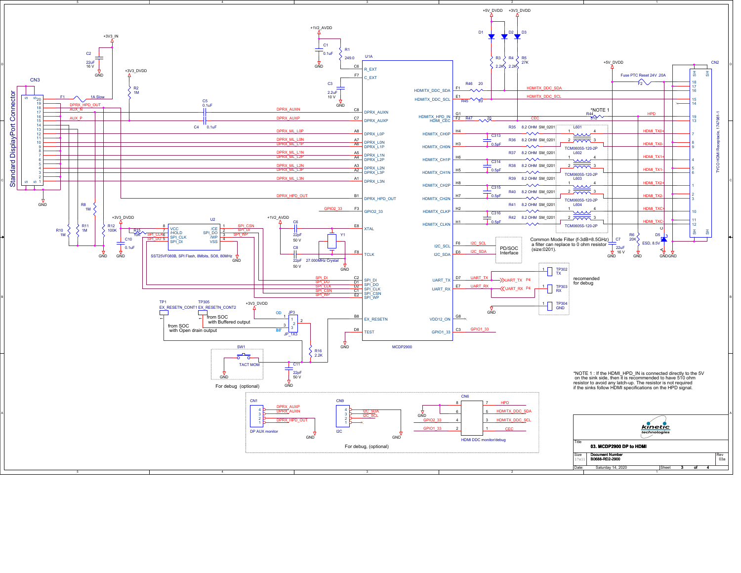# 03. MCDP2900 DP to HDMI

Common Mode Filter (f-3dB=8.5GHz)
a filter can replace to 0 ohm resistor
(size:0201).

recomended for debug

For debug (optional)

For debug, (optional)

from SOC with Buffered output

from SOC with Open drain output

*NOTE 1 : If the HDMI_HPD_IN is connected directly to the 5V on the sink side, then it is recommended to have 510 ohm resistor to avoid any latch-up. The resistor is not required if the sinks follow HDMI specifications on the HPD signal.

| Title | 03. MCDP2900 DP to HDMI | |
|---|---|---|
| Size: 17x11 | Document Number: B0688-RD2-2900 | Rev: 03a |
| Date: Saturday 14, 2020 | Sheet 3 of 4 | |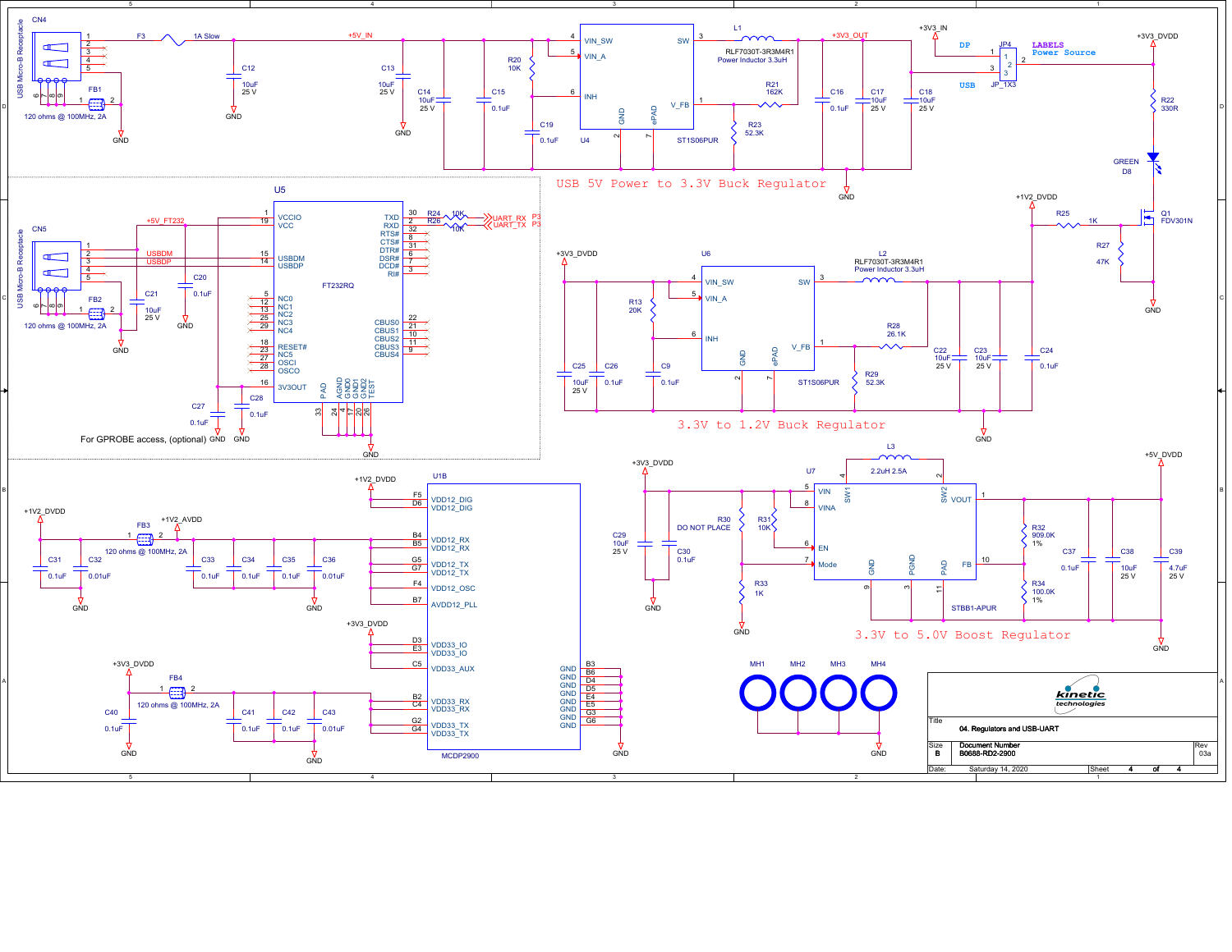USB 5V Power to 3.3V Buck Regulator

CN4 USB Micro-B Receptacle
F3 1A Slow
+5V_IN
FB1 120 ohms @ 100MHz, 2A
C12 10uF 25 V
C13 10uF 25 V
C14 10uF 25 V
C15 0.1uF
R20 10K
C19 0.1uF
U4 ST1S06PUR
VIN_SW, VIN_A, INH, GND, ePAD, SW, V_FB
L1 RLF7030T-3R3M4R1 Power Inductor 3.3uH
+3V3_OUT
R21 162K
R23 52.3K
C16 0.1uF
C17 10uF 25 V
C18 10uF 25 V
+3V3_IN
JP4 JP_1X3
DP
USB
LABELS
Power Source
+3V3_DVDD
R22 330R
GREEN D8
GND

U5 FT232RQ
CN5 USB Micro-B Receptacle
+5V_FT232
USBDM
USBDP
FB2 120 ohms @ 100MHz, 2A
C21 10uF 25 V
C20 0.1uF
VCCIO, VCC, USBDM, USBDP, NC0, NC1, NC2, NC3, NC4, RESET#, NC5, OSCI, OSCO, 3V3OUT
TXD, RXD, RTS#, CTS#, DTR#, DSR#, DCD#, RI#, CBUS0, CBUS1, CBUS2, CBUS3, CBUS4
PAD, AGND, GND0, GND1, GND2, TEST
R24 10K
R26 10K
UART_RX P3
UART_TX P3
C27 0.1uF
C28 0.1uF

For GPROBE access, (optional)

3.3V to 1.2V Buck Regulator

+1V2_DVDD
R25 1K
Q1 FDV301N
R27 47K
U6 ST1S06PUR
L2 RLF7030T-3R3M4R1 Power Inductor 3.3uH
R13 20K
R28 26.1K
R29 52.3K
C25 10uF 25 V
C26 0.1uF
C9 0.1uF
C22 10uF 25 V
C23 10uF 25 V
C24 0.1uF

U1B MCDP2900
+1V2_DVDD
+1V2_AVDD
FB3 120 ohms @ 100MHz, 2A
C31 0.1uF
C32 0.01uF
C33 0.1uF
C34 0.1uF
C35 0.1uF
C36 0.01uF
VDD12_DIG (F5, D6), VDD12_RX (B4, B5), VDD12_TX (G5, G7), VDD12_OSC (F4), AVDD12_PLL (B7)
+3V3_DVDD
VDD33_IO (D3, E3), VDD33_AUX (C5), VDD33_RX (B2, C4), VDD33_TX (G2, G4)
GND (B3, B6, D4, D5, E4, E5, G3, G6)
FB4 120 ohms @ 100MHz, 2A
C40 0.1uF
C41 0.1uF
C42 0.1uF
C43 0.01uF

3.3V to 5.0V Boost Regulator

U7 STBB1-APUR
L3 2.2uH 2.5A
VIN, VINA, EN, Mode, SW1, SW2, VOUT, FB, GND, PGND, PAD
+5V_DVDD
C29 10uF 25 V
C30 0.1uF
R30 DO NOT PLACE
R31 10K
R33 1K
R32 909.0K 1%
R34 100.0K 1%
C37 0.1uF
C38 10uF 25 V
C39 4.7uF 25 V

MH1 MH2 MH3 MH4

kinetic technologies

| | | |
|---|---|---|
| Title | 04. Regulators and USB-UART | |
| Size B | Document Number B0688-RD2-2900 | Rev 03a |
| Date: Saturday 14, 2020 | Sheet 4 of 4 | |